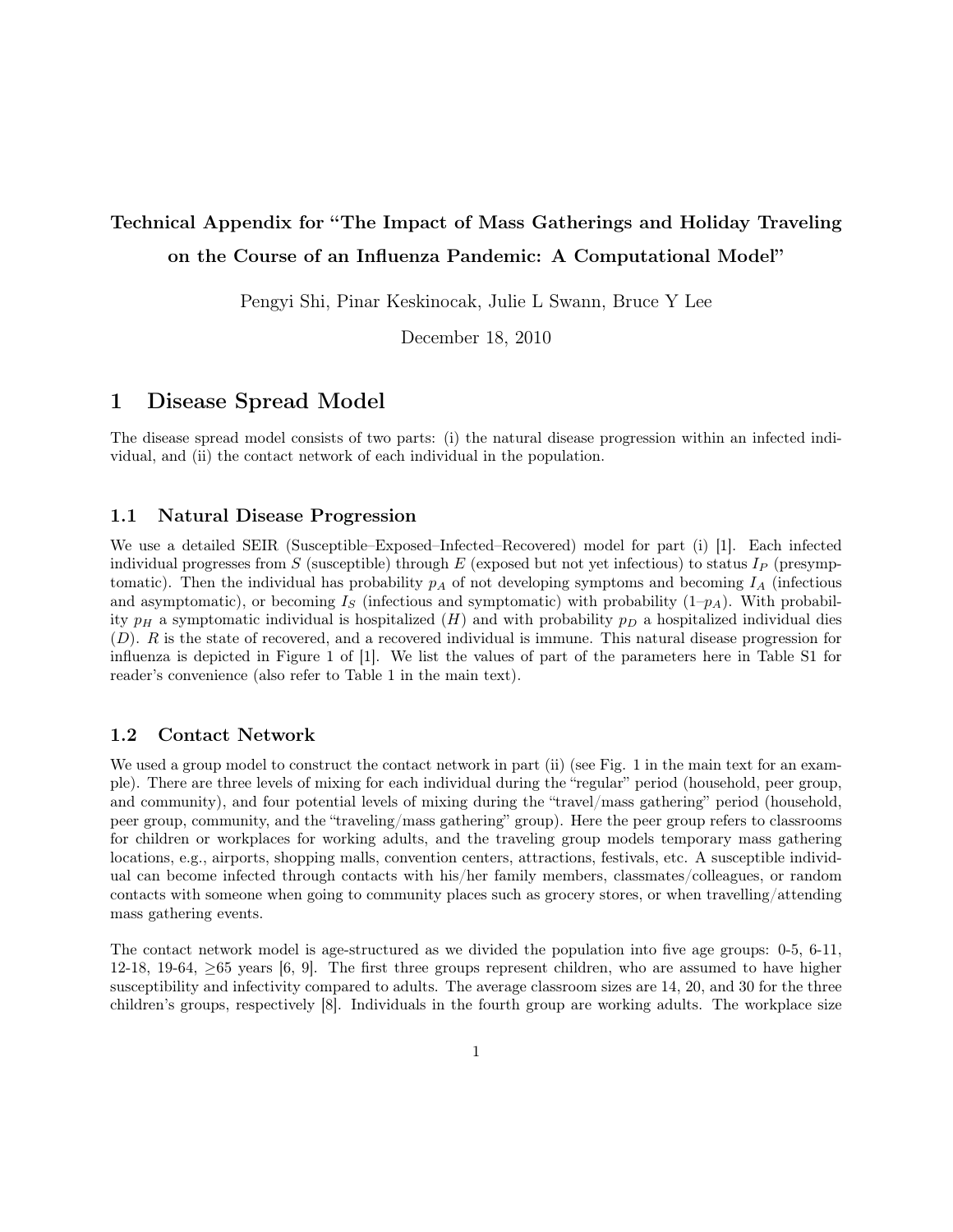# Technical Appendix for "The Impact of Mass Gatherings and Holiday Traveling on the Course of an Influenza Pandemic: A Computational Model"

Pengyi Shi, Pinar Keskinocak, Julie L Swann, Bruce Y Lee

December 18, 2010

## 1 Disease Spread Model

The disease spread model consists of two parts: (i) the natural disease progression within an infected individual, and (ii) the contact network of each individual in the population.

### 1.1 Natural Disease Progression

We use a detailed SEIR (Susceptible–Exposed–Infected–Recovered) model for part (i) [1]. Each infected individual progresses from $S$ (susceptible) through $E$ (exposed but not yet infectious) to status $I_P$ (presymptomatic). Then the individual has probability $p_A$ of not developing symptoms and becoming $I_A$ (infectious and asymptomatic), or becoming $I_S$ (infectious and symptomatic) with probability $(1–p_A)$. With probability $p_H$ a symptomatic individual is hospitalized ($H$) and with probability $p_D$ a hospitalized individual dies ($D$). $R$ is the state of recovered, and a recovered individual is immune. This natural disease progression for influenza is depicted in Figure 1 of [1]. We list the values of part of the parameters here in Table S1 for reader's convenience (also refer to Table 1 in the main text).

### 1.2 Contact Network

We used a group model to construct the contact network in part (ii) (see Fig. 1 in the main text for an example). There are three levels of mixing for each individual during the "regular" period (household, peer group, and community), and four potential levels of mixing during the "travel/mass gathering" period (household, peer group, community, and the "traveling/mass gathering" group). Here the peer group refers to classrooms for children or workplaces for working adults, and the traveling group models temporary mass gathering locations, e.g., airports, shopping malls, convention centers, attractions, festivals, etc. A susceptible individual can become infected through contacts with his/her family members, classmates/colleagues, or random contacts with someone when going to community places such as grocery stores, or when travelling/attending mass gathering events.

The contact network model is age-structured as we divided the population into five age groups: 0-5, 6-11, 12-18, 19-64, ≥65 years [6, 9]. The first three groups represent children, who are assumed to have higher susceptibility and infectivity compared to adults. The average classroom sizes are 14, 20, and 30 for the three children's groups, respectively [8]. Individuals in the fourth group are working adults. The workplace size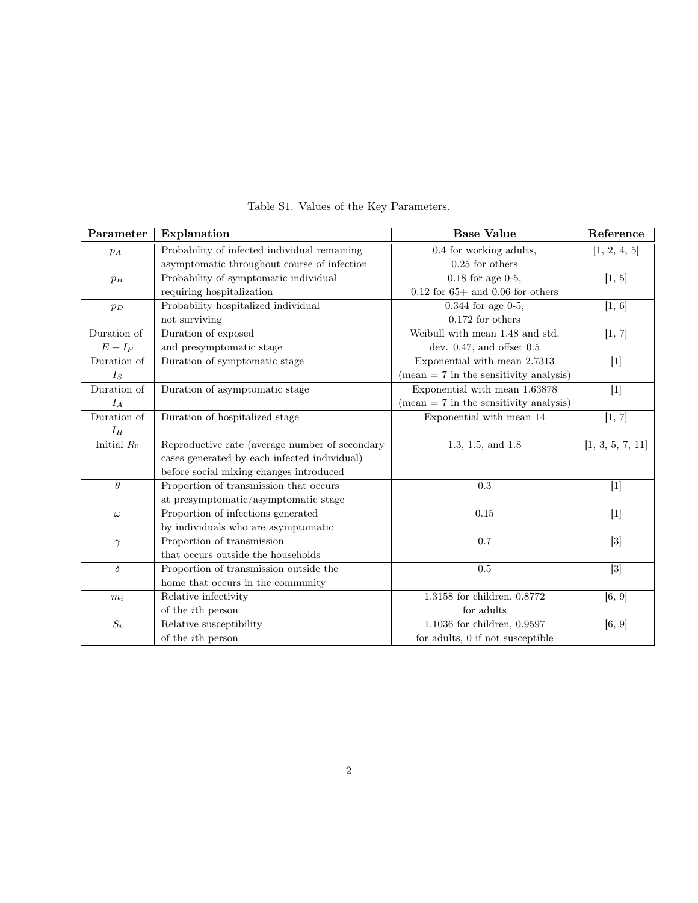Table S1. Values of the Key Parameters.

| Parameter | Explanation | Base Value | Reference |
|---|---|---|---|
| $p_A$ | Probability of infected individual remaining asymptomatic throughout course of infection | 0.4 for working adults, 0.25 for others | [1, 2, 4, 5] |
| $p_H$ | Probability of symptomatic individual requiring hospitalization | 0.18 for age 0-5, 0.12 for 65+ and 0.06 for others | [1, 5] |
| $p_D$ | Probability hospitalized individual not surviving | 0.344 for age 0-5, 0.172 for others | [1, 6] |
| Duration of $E + I_P$ | Duration of exposed and presymptomatic stage | Weibull with mean 1.48 and std. dev. 0.47, and offset 0.5 | [1, 7] |
| Duration of $I_S$ | Duration of symptomatic stage | Exponential with mean 2.7313 (mean = 7 in the sensitivity analysis) | [1] |
| Duration of $I_A$ | Duration of asymptomatic stage | Exponential with mean 1.63878 (mean = 7 in the sensitivity analysis) | [1] |
| Duration of $I_H$ | Duration of hospitalized stage | Exponential with mean 14 | [1, 7] |
| Initial $R_0$ | Reproductive rate (average number of secondary cases generated by each infected individual) before social mixing changes introduced | 1.3, 1.5, and 1.8 | [1, 3, 5, 7, 11] |
| $\theta$ | Proportion of transmission that occurs at presymptomatic/asymptomatic stage | 0.3 | [1] |
| $\omega$ | Proportion of infections generated by individuals who are asymptomatic | 0.15 | [1] |
| $\gamma$ | Proportion of transmission that occurs outside the households | 0.7 | [3] |
| $\delta$ | Proportion of transmission outside the home that occurs in the community | 0.5 | [3] |
| $m_i$ | Relative infectivity of the $i$th person | 1.3158 for children, 0.8772 for adults | [6, 9] |
| $S_i$ | Relative susceptibility of the $i$th person | 1.1036 for children, 0.9597 for adults, 0 if not susceptible | [6, 9] |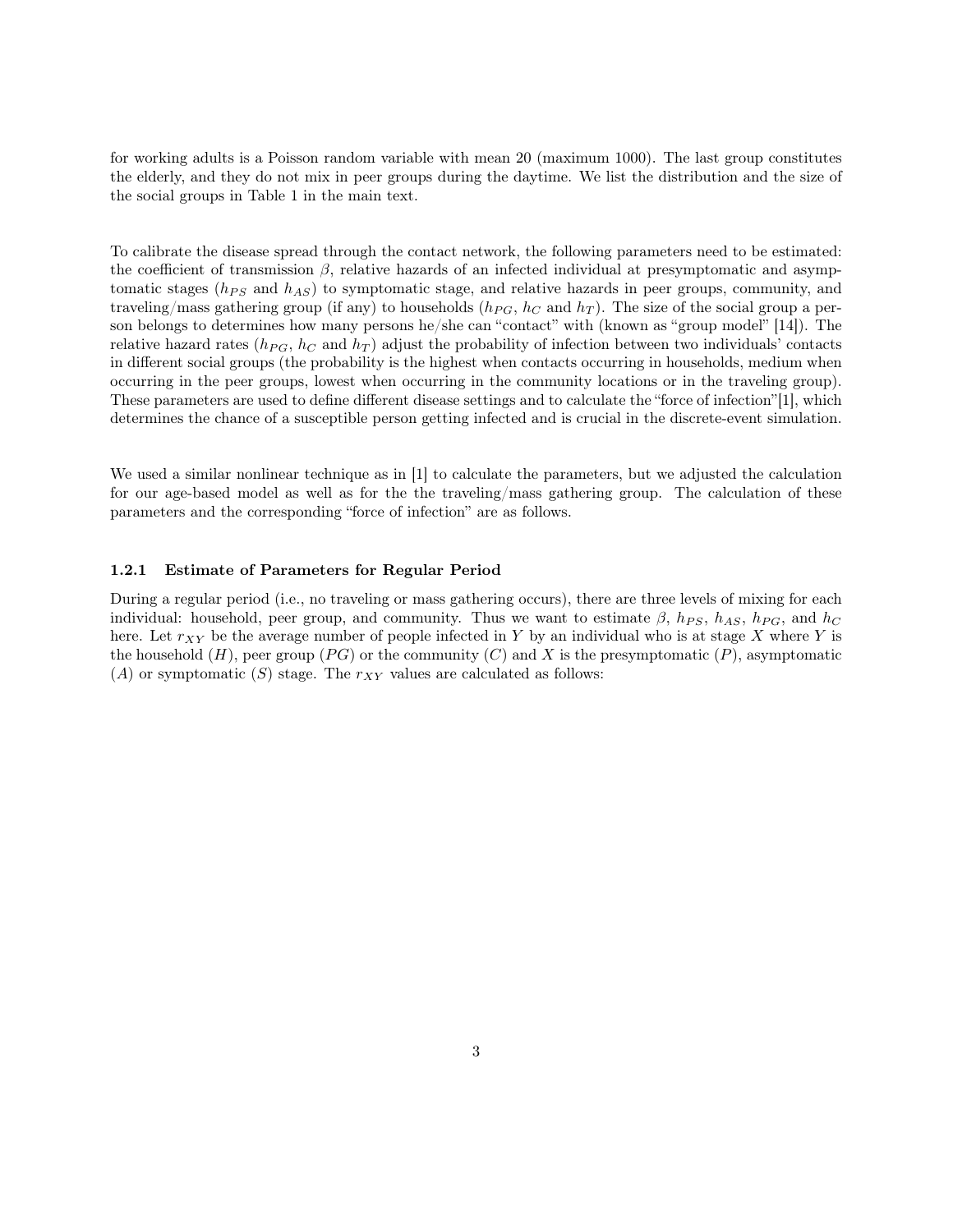for working adults is a Poisson random variable with mean 20 (maximum 1000). The last group constitutes the elderly, and they do not mix in peer groups during the daytime. We list the distribution and the size of the social groups in Table 1 in the main text.

To calibrate the disease spread through the contact network, the following parameters need to be estimated: the coefficient of transmission $\beta$, relative hazards of an infected individual at presymptomatic and asymptomatic stages ($h_{PS}$ and $h_{AS}$) to symptomatic stage, and relative hazards in peer groups, community, and traveling/mass gathering group (if any) to households ($h_{PG}$, $h_C$ and $h_T$). The size of the social group a person belongs to determines how many persons he/she can "contact" with (known as "group model" [14]). The relative hazard rates ($h_{PG}$, $h_C$ and $h_T$) adjust the probability of infection between two individuals' contacts in different social groups (the probability is the highest when contacts occurring in households, medium when occurring in the peer groups, lowest when occurring in the community locations or in the traveling group). These parameters are used to define different disease settings and to calculate the "force of infection"[1], which determines the chance of a susceptible person getting infected and is crucial in the discrete-event simulation.

We used a similar nonlinear technique as in [1] to calculate the parameters, but we adjusted the calculation for our age-based model as well as for the the traveling/mass gathering group. The calculation of these parameters and the corresponding "force of infection" are as follows.

### 1.2.1 Estimate of Parameters for Regular Period

During a regular period (i.e., no traveling or mass gathering occurs), there are three levels of mixing for each individual: household, peer group, and community. Thus we want to estimate $\beta$, $h_{PS}$, $h_{AS}$, $h_{PG}$, and $h_C$ here. Let $r_{XY}$ be the average number of people infected in $Y$ by an individual who is at stage $X$ where $Y$ is the household ($H$), peer group ($PG$) or the community ($C$) and $X$ is the presymptomatic ($P$), asymptomatic ($A$) or symptomatic ($S$) stage. The $r_{XY}$ values are calculated as follows: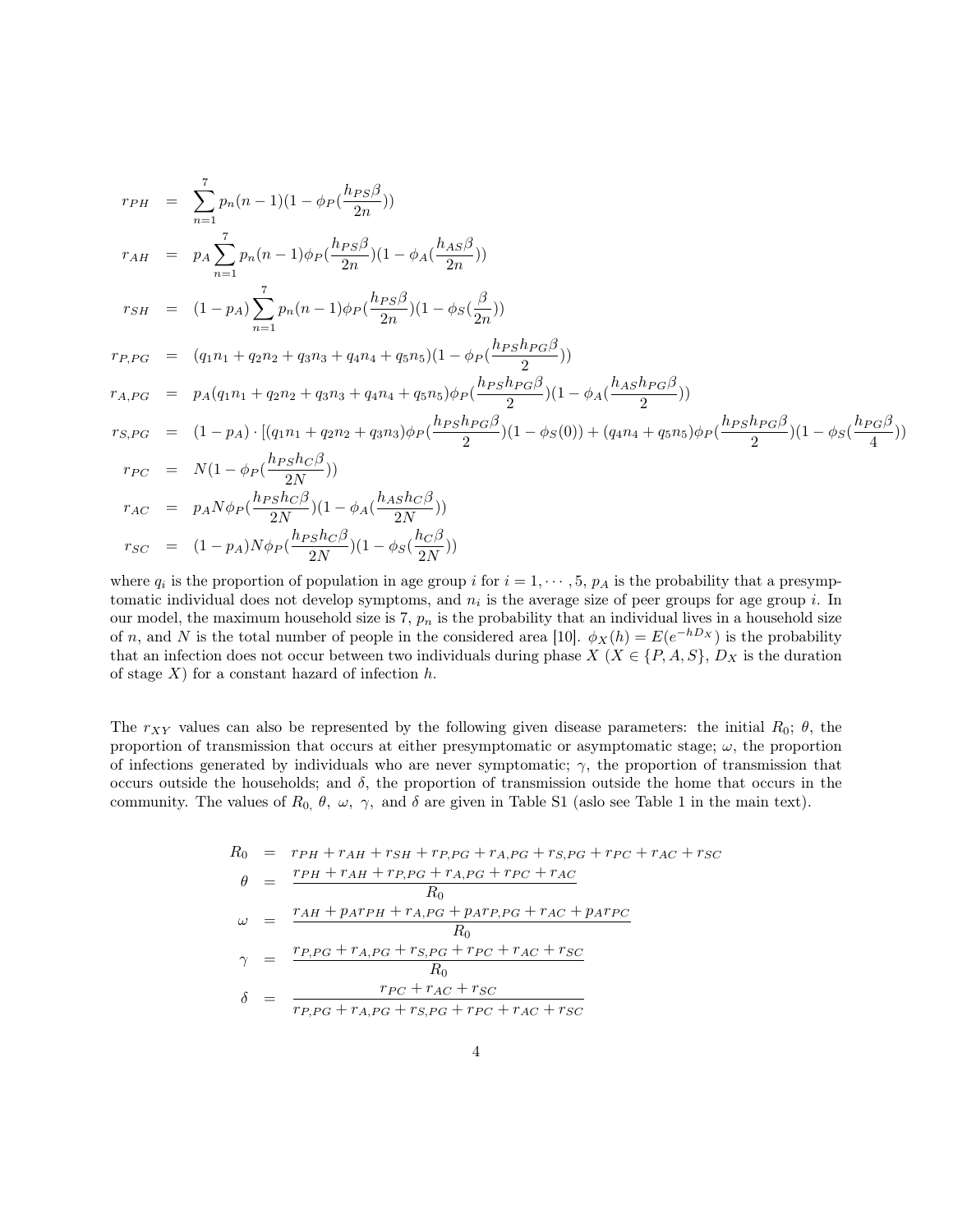$$
\begin{aligned}
r_{PH} &= \sum_{n=1}^{7} p_n (n-1)(1-\phi_P(\frac{h_{PS}\beta}{2n})) \\
r_{AH} &= p_A \sum_{n=1}^{7} p_n (n-1)\phi_P(\frac{h_{PS}\beta}{2n})(1-\phi_A(\frac{h_{AS}\beta}{2n})) \\
r_{SH} &= (1-p_A) \sum_{n=1}^{7} p_n (n-1)\phi_P(\frac{h_{PS}\beta}{2n})(1-\phi_S(\frac{\beta}{2n})) \\
r_{P,PG} &= (q_1 n_1 + q_2 n_2 + q_3 n_3 + q_4 n_4 + q_5 n_5)(1-\phi_P(\frac{h_{PS}h_{PG}\beta}{2})) \\
r_{A,PG} &= p_A (q_1 n_1 + q_2 n_2 + q_3 n_3 + q_4 n_4 + q_5 n_5)\phi_P(\frac{h_{PS}h_{PG}\beta}{2})(1-\phi_A(\frac{h_{AS}h_{PG}\beta}{2})) \\
r_{S,PG} &= (1-p_A)\cdot[(q_1 n_1 + q_2 n_2 + q_3 n_3)\phi_P(\frac{h_{PS}h_{PG}\beta}{2})(1-\phi_S(0)) + (q_4 n_4 + q_5 n_5)\phi_P(\frac{h_{PS}h_{PG}\beta}{2})(1-\phi_S(\frac{h_{PG}\beta}{4})) \\
r_{PC} &= N(1-\phi_P(\frac{h_{PS}h_C\beta}{2N})) \\
r_{AC} &= p_A N \phi_P(\frac{h_{PS}h_C\beta}{2N})(1-\phi_A(\frac{h_{AS}h_C\beta}{2N})) \\
r_{SC} &= (1-p_A) N \phi_P(\frac{h_{PS}h_C\beta}{2N})(1-\phi_S(\frac{h_C\beta}{2N}))
\end{aligned}
$$

where $q_i$ is the proportion of population in age group $i$ for $i = 1, \cdots, 5$, $p_A$ is the probability that a presymptomatic individual does not develop symptoms, and $n_i$ is the average size of peer groups for age group $i$. In our model, the maximum household size is 7, $p_n$ is the probability that an individual lives in a household size of $n$, and $N$ is the total number of people in the considered area [10]. $\phi_X(h) = E(e^{-hD_X})$ is the probability that an infection does not occur between two individuals during phase $X$ ($X \in \{P, A, S\}$, $D_X$ is the duration of stage $X$) for a constant hazard of infection $h$.

The $r_{XY}$ values can also be represented by the following given disease parameters: the initial $R_0$; $\theta$, the proportion of transmission that occurs at either presymptomatic or asymptomatic stage; $\omega$, the proportion of infections generated by individuals who are never symptomatic; $\gamma$, the proportion of transmission that occurs outside the households; and $\delta$, the proportion of transmission outside the home that occurs in the community. The values of $R_0$, $\theta$, $\omega$, $\gamma$, and $\delta$ are given in Table S1 (aslo see Table 1 in the main text).

$$
\begin{aligned}
R_0 &= r_{PH} + r_{AH} + r_{SH} + r_{P,PG} + r_{A,PG} + r_{S,PG} + r_{PC} + r_{AC} + r_{SC} \\
\theta &= \frac{r_{PH} + r_{AH} + r_{P,PG} + r_{A,PG} + r_{PC} + r_{AC}}{R_0} \\
\omega &= \frac{r_{AH} + p_A r_{PH} + r_{A,PG} + p_A r_{P,PG} + r_{AC} + p_A r_{PC}}{R_0} \\
\gamma &= \frac{r_{P,PG} + r_{A,PG} + r_{S,PG} + r_{PC} + r_{AC} + r_{SC}}{R_0} \\
\delta &= \frac{r_{PC} + r_{AC} + r_{SC}}{r_{P,PG} + r_{A,PG} + r_{S,PG} + r_{PC} + r_{AC} + r_{SC}}
\end{aligned}
$$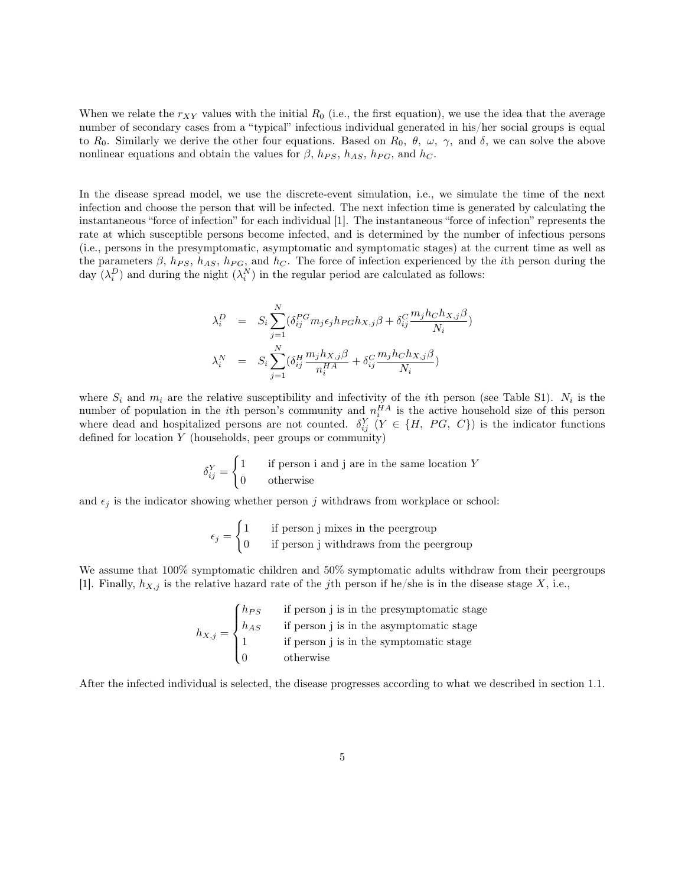When we relate the $r_{XY}$ values with the initial $R_0$ (i.e., the first equation), we use the idea that the average number of secondary cases from a "typical" infectious individual generated in his/her social groups is equal to $R_0$. Similarly we derive the other four equations. Based on $R_0$, $\theta$, $\omega$, $\gamma$, and $\delta$, we can solve the above nonlinear equations and obtain the values for $\beta$, $h_{PS}$, $h_{AS}$, $h_{PG}$, and $h_C$.

In the disease spread model, we use the discrete-event simulation, i.e., we simulate the time of the next infection and choose the person that will be infected. The next infection time is generated by calculating the instantaneous "force of infection" for each individual [1]. The instantaneous "force of infection" represents the rate at which susceptible persons become infected, and is determined by the number of infectious persons (i.e., persons in the presymptomatic, asymptomatic and symptomatic stages) at the current time as well as the parameters $\beta$, $h_{PS}$, $h_{AS}$, $h_{PG}$, and $h_C$. The force of infection experienced by the $i$th person during the day ($\lambda_i^D$) and during the night ($\lambda_i^N$) in the regular period are calculated as follows:

$$
\begin{aligned}
\lambda_i^D &= S_i \sum_{j=1}^{N} \left(\delta_{ij}^{PG} m_j \epsilon_j h_{PG} h_{X,j} \beta + \delta_{ij}^{C} \frac{m_j h_C h_{X,j} \beta}{N_i}\right) \\
\lambda_i^N &= S_i \sum_{j=1}^{N} \left(\delta_{ij}^{H} \frac{m_j h_{X,j} \beta}{n_i^{HA}} + \delta_{ij}^{C} \frac{m_j h_C h_{X,j} \beta}{N_i}\right)
\end{aligned}
$$

where $S_i$ and $m_i$ are the relative susceptibility and infectivity of the $i$th person (see Table S1). $N_i$ is the number of population in the $i$th person's community and $n_i^{HA}$ is the active household size of this person where dead and hospitalized persons are not counted. $\delta_{ij}^{Y}$ ($Y \in \{H,\ PG,\ C\}$) is the indicator functions defined for location $Y$ (households, peer groups or community)

$$
\delta_{ij}^{Y} = \begin{cases} 1 & \text{if person i and j are in the same location } Y \\ 0 & \text{otherwise} \end{cases}
$$

and $\epsilon_j$ is the indicator showing whether person $j$ withdraws from workplace or school:

$$
\epsilon_j = \begin{cases} 1 & \text{if person j mixes in the peergroup} \\ 0 & \text{if person j withdraws from the peergroup} \end{cases}
$$

We assume that 100% symptomatic children and 50% symptomatic adults withdraw from their peergroups [1]. Finally, $h_{X,j}$ is the relative hazard rate of the $j$th person if he/she is in the disease stage $X$, i.e.,

$$
h_{X,j} = \begin{cases} h_{PS} & \text{if person j is in the presymptomatic stage} \\ h_{AS} & \text{if person j is in the asymptomatic stage} \\ 1 & \text{if person j is in the symptomatic stage} \\ 0 & \text{otherwise} \end{cases}
$$

After the infected individual is selected, the disease progresses according to what we described in section 1.1.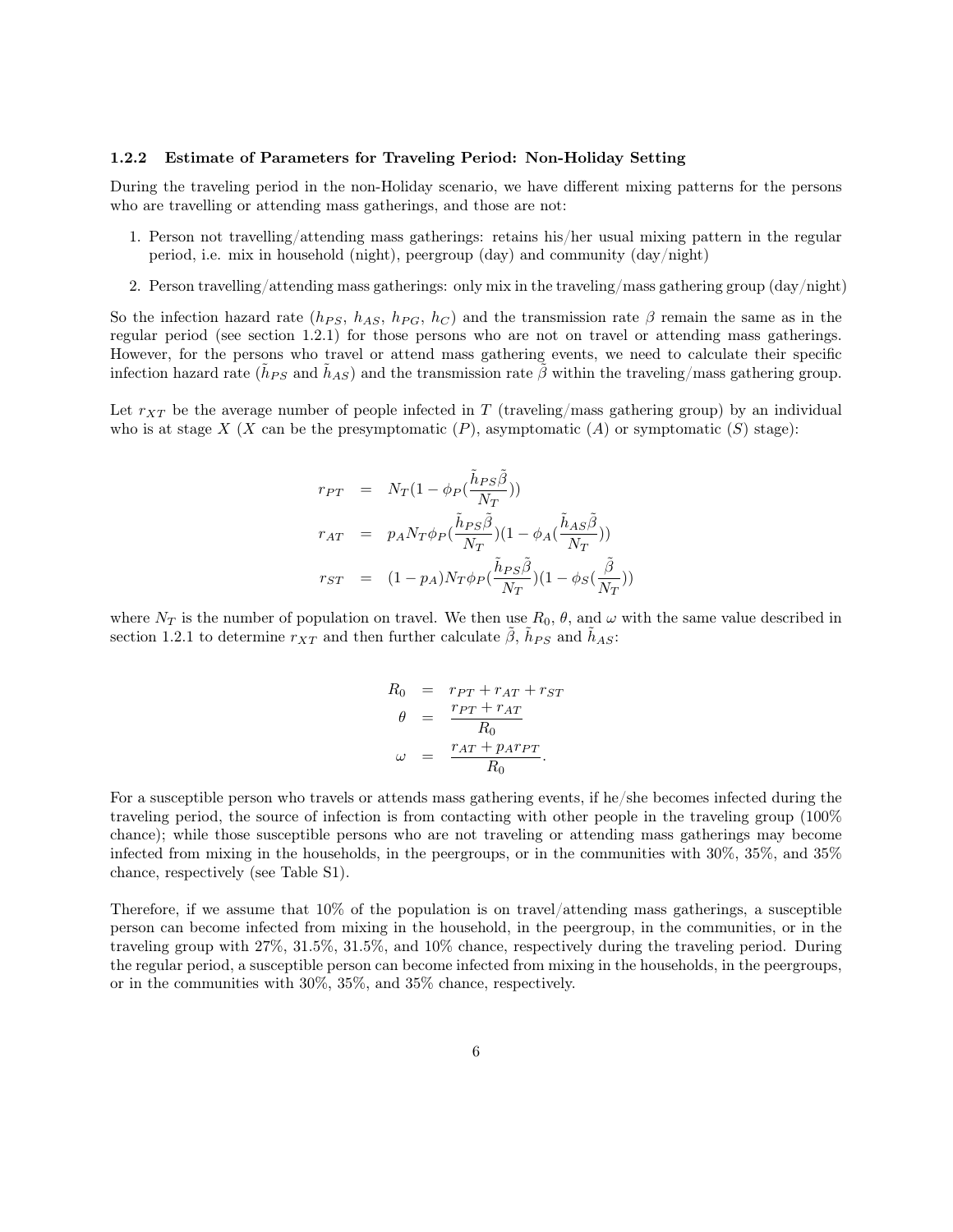### 1.2.2 Estimate of Parameters for Traveling Period: Non-Holiday Setting

During the traveling period in the non-Holiday scenario, we have different mixing patterns for the persons who are travelling or attending mass gatherings, and those are not:

1. Person not travelling/attending mass gatherings: retains his/her usual mixing pattern in the regular period, i.e. mix in household (night), peergroup (day) and community (day/night)
2. Person travelling/attending mass gatherings: only mix in the traveling/mass gathering group (day/night)

So the infection hazard rate ($h_{PS}$, $h_{AS}$, $h_{PG}$, $h_C$) and the transmission rate $\beta$ remain the same as in the regular period (see section 1.2.1) for those persons who are not on travel or attending mass gatherings. However, for the persons who travel or attend mass gathering events, we need to calculate their specific infection hazard rate ($\tilde{h}_{PS}$ and $\tilde{h}_{AS}$) and the transmission rate $\tilde{\beta}$ within the traveling/mass gathering group.

Let $r_{XT}$ be the average number of people infected in $T$ (traveling/mass gathering group) by an individual who is at stage $X$ ($X$ can be the presymptomatic ($P$), asymptomatic ($A$) or symptomatic ($S$) stage):

$$
\begin{aligned}
r_{PT} &= N_T(1-\phi_P(\frac{\tilde{h}_{PS}\tilde{\beta}}{N_T})) \\
r_{AT} &= p_A N_T \phi_P(\frac{\tilde{h}_{PS}\tilde{\beta}}{N_T})(1-\phi_A(\frac{\tilde{h}_{AS}\tilde{\beta}}{N_T})) \\
r_{ST} &= (1-p_A)N_T\phi_P(\frac{\tilde{h}_{PS}\tilde{\beta}}{N_T})(1-\phi_S(\frac{\tilde{\beta}}{N_T}))
\end{aligned}
$$

where $N_T$ is the number of population on travel. We then use $R_0$, $\theta$, and $\omega$ with the same value described in section 1.2.1 to determine $r_{XT}$ and then further calculate $\tilde{\beta}$, $\tilde{h}_{PS}$ and $\tilde{h}_{AS}$:

$$
\begin{aligned}
R_0 &= r_{PT} + r_{AT} + r_{ST} \\
\theta &= \frac{r_{PT} + r_{AT}}{R_0} \\
\omega &= \frac{r_{AT} + p_A r_{PT}}{R_0}.
\end{aligned}
$$

For a susceptible person who travels or attends mass gathering events, if he/she becomes infected during the traveling period, the source of infection is from contacting with other people in the traveling group (100% chance); while those susceptible persons who are not traveling or attending mass gatherings may become infected from mixing in the households, in the peergroups, or in the communities with 30%, 35%, and 35% chance, respectively (see Table S1).

Therefore, if we assume that 10% of the population is on travel/attending mass gatherings, a susceptible person can become infected from mixing in the household, in the peergroup, in the communities, or in the traveling group with 27%, 31.5%, 31.5%, and 10% chance, respectively during the traveling period. During the regular period, a susceptible person can become infected from mixing in the households, in the peergroups, or in the communities with 30%, 35%, and 35% chance, respectively.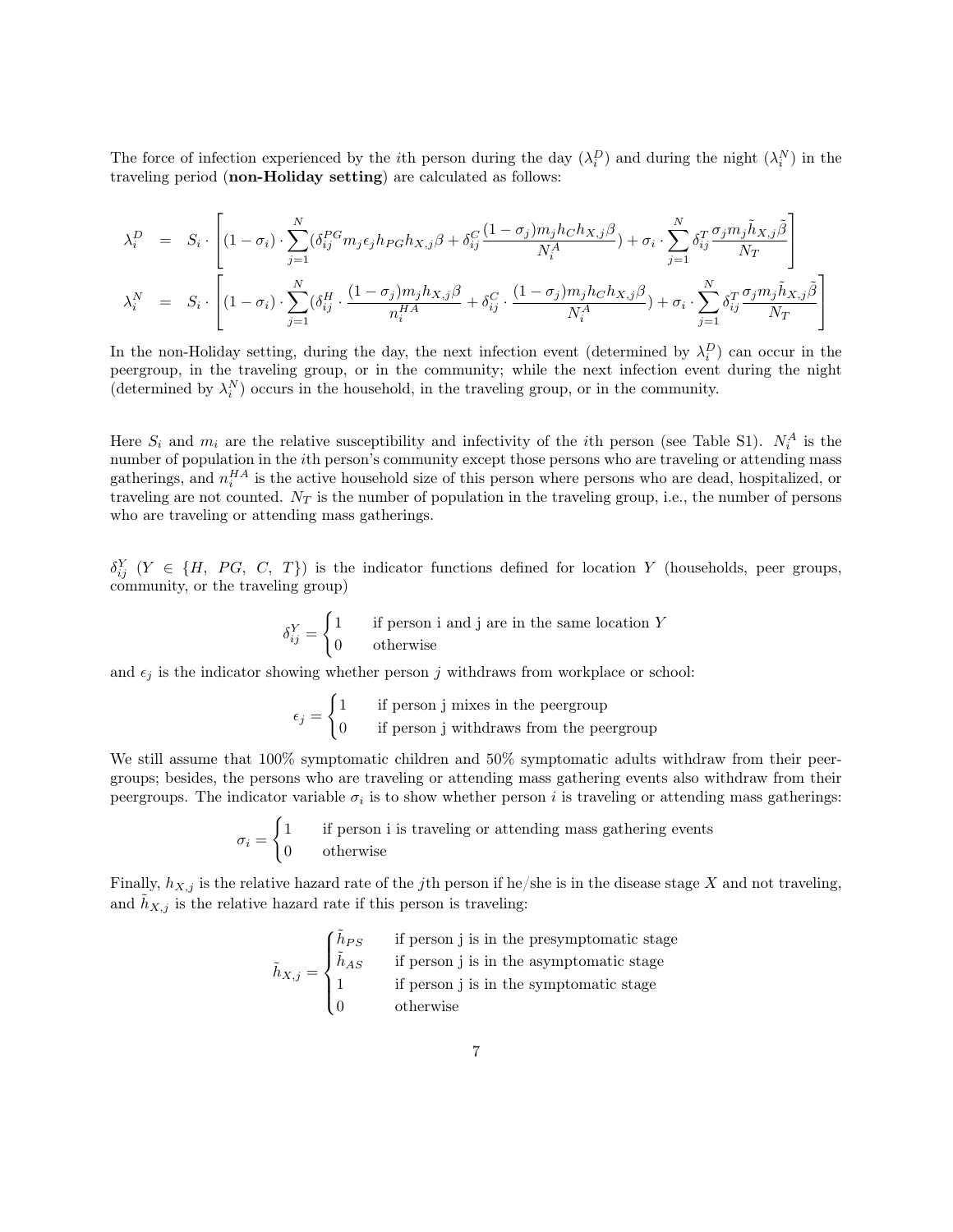The force of infection experienced by the $i$th person during the day ($\lambda_i^D$) and during the night ($\lambda_i^N$) in the traveling period (**non-Holiday setting**) are calculated as follows:

$$
\begin{aligned}
\lambda_i^D &= S_i \cdot \left[ (1-\sigma_i) \cdot \sum_{j=1}^{N} (\delta_{ij}^{PG} m_j \epsilon_j h_{PG} h_{X,j} \beta + \delta_{ij}^{C} \frac{(1-\sigma_j) m_j h_C h_{X,j} \beta}{N_i^A}) + \sigma_i \cdot \sum_{j=1}^{N} \delta_{ij}^{T} \frac{\sigma_j m_j \tilde{h}_{X,j} \tilde{\beta}}{N_T} \right] \\
\lambda_i^N &= S_i \cdot \left[ (1-\sigma_i) \cdot \sum_{j=1}^{N} (\delta_{ij}^{H} \cdot \frac{(1-\sigma_j) m_j h_{X,j} \beta}{n_i^{HA}} + \delta_{ij}^{C} \cdot \frac{(1-\sigma_j) m_j h_C h_{X,j} \beta}{N_i^A}) + \sigma_i \cdot \sum_{j=1}^{N} \delta_{ij}^{T} \frac{\sigma_j m_j \tilde{h}_{X,j} \tilde{\beta}}{N_T} \right]
\end{aligned}
$$

In the non-Holiday setting, during the day, the next infection event (determined by $\lambda_i^D$) can occur in the peergroup, in the traveling group, or in the community; while the next infection event during the night (determined by $\lambda_i^N$) occurs in the household, in the traveling group, or in the community.

Here $S_i$ and $m_i$ are the relative susceptibility and infectivity of the $i$th person (see Table S1). $N_i^A$ is the number of population in the $i$th person's community except those persons who are traveling or attending mass gatherings, and $n_i^{HA}$ is the active household size of this person where persons who are dead, hospitalized, or traveling are not counted. $N_T$ is the number of population in the traveling group, i.e., the number of persons who are traveling or attending mass gatherings.

$\delta_{ij}^Y$ ($Y \in \{H,\ PG,\ C,\ T\}$) is the indicator functions defined for location $Y$ (households, peer groups, community, or the traveling group)

$$
\delta_{ij}^Y = \begin{cases} 1 & \text{if person i and j are in the same location } Y \\ 0 & \text{otherwise} \end{cases}
$$

and $\epsilon_j$ is the indicator showing whether person $j$ withdraws from workplace or school:

$$
\epsilon_j = \begin{cases} 1 & \text{if person j mixes in the peergroup} \\ 0 & \text{if person j withdraws from the peergroup} \end{cases}
$$

We still assume that 100% symptomatic children and 50% symptomatic adults withdraw from their peergroups; besides, the persons who are traveling or attending mass gathering events also withdraw from their peergroups. The indicator variable $\sigma_i$ is to show whether person $i$ is traveling or attending mass gatherings:

$$
\sigma_i = \begin{cases} 1 & \text{if person i is traveling or attending mass gathering events} \\ 0 & \text{otherwise} \end{cases}
$$

Finally, $h_{X,j}$ is the relative hazard rate of the $j$th person if he/she is in the disease stage $X$ and not traveling, and $\tilde{h}_{X,j}$ is the relative hazard rate if this person is traveling:

$$
\tilde{h}_{X,j} = \begin{cases} \tilde{h}_{PS} & \text{if person j is in the presymptomatic stage} \\ \tilde{h}_{AS} & \text{if person j is in the asymptomatic stage} \\ 1 & \text{if person j is in the symptomatic stage} \\ 0 & \text{otherwise} \end{cases}
$$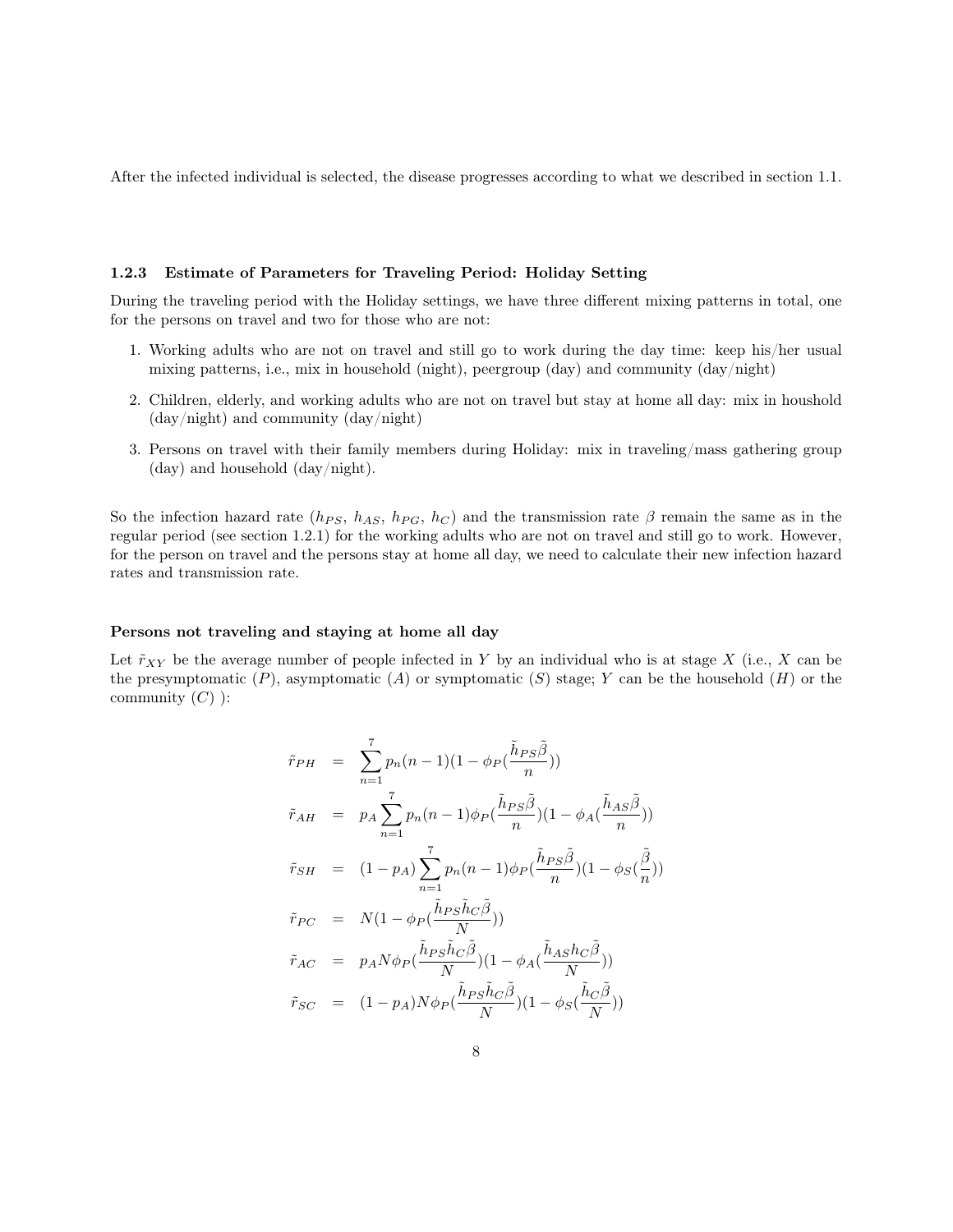After the infected individual is selected, the disease progresses according to what we described in section 1.1.

### 1.2.3 Estimate of Parameters for Traveling Period: Holiday Setting

During the traveling period with the Holiday settings, we have three different mixing patterns in total, one for the persons on travel and two for those who are not:

1. Working adults who are not on travel and still go to work during the day time: keep his/her usual mixing patterns, i.e., mix in household (night), peergroup (day) and community (day/night)
2. Children, elderly, and working adults who are not on travel but stay at home all day: mix in houshold (day/night) and community (day/night)
3. Persons on travel with their family members during Holiday: mix in traveling/mass gathering group (day) and household (day/night).

So the infection hazard rate ($h_{PS}$, $h_{AS}$, $h_{PG}$, $h_C$) and the transmission rate $\beta$ remain the same as in the regular period (see section 1.2.1) for the working adults who are not on travel and still go to work. However, for the person on travel and the persons stay at home all day, we need to calculate their new infection hazard rates and transmission rate.

**Persons not traveling and staying at home all day**

Let $\tilde{r}_{XY}$ be the average number of people infected in $Y$ by an individual who is at stage $X$ (i.e., $X$ can be the presymptomatic ($P$), asymptomatic ($A$) or symptomatic ($S$) stage; $Y$ can be the household ($H$) or the community ($C$) ):

$$
\begin{aligned}
\tilde{r}_{PH} &= \sum_{n=1}^{7} p_n(n-1)(1-\phi_P(\frac{\tilde{h}_{PS}\tilde{\beta}}{n})) \\
\tilde{r}_{AH} &= p_A \sum_{n=1}^{7} p_n(n-1)\phi_P(\frac{\tilde{h}_{PS}\tilde{\beta}}{n})(1-\phi_A(\frac{\tilde{h}_{AS}\tilde{\beta}}{n})) \\
\tilde{r}_{SH} &= (1-p_A) \sum_{n=1}^{7} p_n(n-1)\phi_P(\frac{\tilde{h}_{PS}\tilde{\beta}}{n})(1-\phi_S(\frac{\tilde{\beta}}{n})) \\
\tilde{r}_{PC} &= N(1-\phi_P(\frac{\tilde{h}_{PS}\tilde{h}_C\tilde{\beta}}{N})) \\
\tilde{r}_{AC} &= p_A N \phi_P(\frac{\tilde{h}_{PS}\tilde{h}_C\tilde{\beta}}{N})(1-\phi_A(\frac{\tilde{h}_{AS}h_C\tilde{\beta}}{N})) \\
\tilde{r}_{SC} &= (1-p_A) N \phi_P(\frac{\tilde{h}_{PS}\tilde{h}_C\tilde{\beta}}{N})(1-\phi_S(\frac{\tilde{h}_C\tilde{\beta}}{N}))
\end{aligned}
$$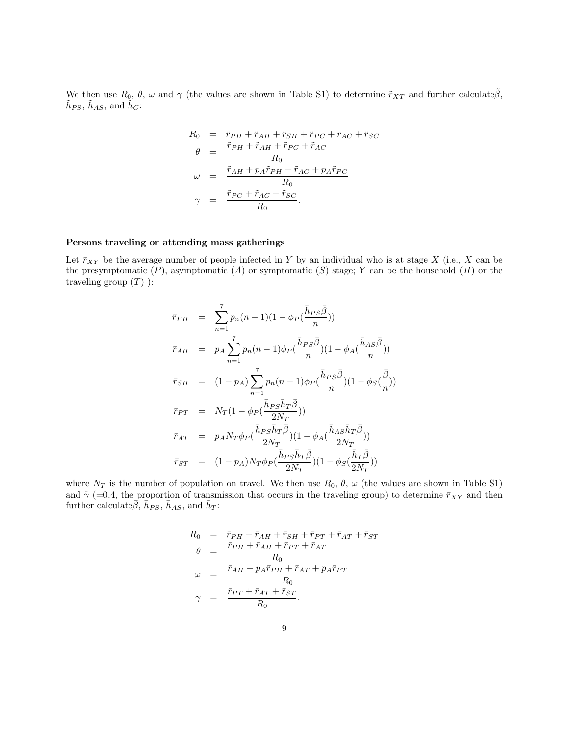We then use $R_0$, $\theta$, $\omega$ and $\gamma$ (the values are shown in Table S1) to determine $\tilde{r}_{XT}$ and further calculate$\tilde{\beta}$, $\tilde{h}_{PS}$, $\tilde{h}_{AS}$, and $\tilde{h}_C$:

$$
\begin{aligned}
R_0 &= \tilde{r}_{PH} + \tilde{r}_{AH} + \tilde{r}_{SH} + \tilde{r}_{PC} + \tilde{r}_{AC} + \tilde{r}_{SC} \\
\theta &= \frac{\tilde{r}_{PH} + \tilde{r}_{AH} + \tilde{r}_{PC} + \tilde{r}_{AC}}{R_0} \\
\omega &= \frac{\tilde{r}_{AH} + p_A \tilde{r}_{PH} + \tilde{r}_{AC} + p_A \tilde{r}_{PC}}{R_0} \\
\gamma &= \frac{\tilde{r}_{PC} + \tilde{r}_{AC} + \tilde{r}_{SC}}{R_0}.
\end{aligned}
$$

**Persons traveling or attending mass gatherings**

Let $\bar{r}_{XY}$ be the average number of people infected in $Y$ by an individual who is at stage $X$ (i.e., $X$ can be the presymptomatic ($P$), asymptomatic ($A$) or symptomatic ($S$) stage; $Y$ can be the household ($H$) or the traveling group ($T$) ):

$$
\begin{aligned}
\bar{r}_{PH} &= \sum_{n=1}^{7} p_n (n-1)(1 - \phi_P(\frac{\bar{h}_{PS}\bar{\beta}}{n})) \\
\bar{r}_{AH} &= p_A \sum_{n=1}^{7} p_n (n-1)\phi_P(\frac{\bar{h}_{PS}\bar{\beta}}{n})(1 - \phi_A(\frac{\bar{h}_{AS}\bar{\beta}}{n})) \\
\bar{r}_{SH} &= (1-p_A) \sum_{n=1}^{7} p_n (n-1)\phi_P(\frac{\bar{h}_{PS}\bar{\beta}}{n})(1 - \phi_S(\frac{\bar{\beta}}{n})) \\
\bar{r}_{PT} &= N_T(1 - \phi_P(\frac{\bar{h}_{PS}\bar{h}_T\bar{\beta}}{2N_T})) \\
\bar{r}_{AT} &= p_A N_T \phi_P(\frac{\bar{h}_{PS}\bar{h}_T\bar{\beta}}{2N_T})(1 - \phi_A(\frac{\bar{h}_{AS}\bar{h}_T\bar{\beta}}{2N_T})) \\
\bar{r}_{ST} &= (1-p_A) N_T \phi_P(\frac{\bar{h}_{PS}\bar{h}_T\bar{\beta}}{2N_T})(1 - \phi_S(\frac{\bar{h}_T\bar{\beta}}{2N_T}))
\end{aligned}
$$

where $N_T$ is the number of population on travel. We then use $R_0$, $\theta$, $\omega$ (the values are shown in Table S1) and $\tilde{\gamma}$ (=0.4, the proportion of transmission that occurs in the traveling group) to determine $\bar{r}_{XY}$ and then further calculate$\bar{\beta}$, $\bar{h}_{PS}$, $\bar{h}_{AS}$, and $\bar{h}_T$:

$$
\begin{aligned}
R_0 &= \bar{r}_{PH} + \bar{r}_{AH} + \bar{r}_{SH} + \bar{r}_{PT} + \bar{r}_{AT} + \bar{r}_{ST} \\
\theta &= \frac{\bar{r}_{PH} + \bar{r}_{AH} + \bar{r}_{PT} + \bar{r}_{AT}}{R_0} \\
\omega &= \frac{\bar{r}_{AH} + p_A \bar{r}_{PH} + \bar{r}_{AT} + p_A \bar{r}_{PT}}{R_0} \\
\gamma &= \frac{\bar{r}_{PT} + \bar{r}_{AT} + \bar{r}_{ST}}{R_0}.
\end{aligned}
$$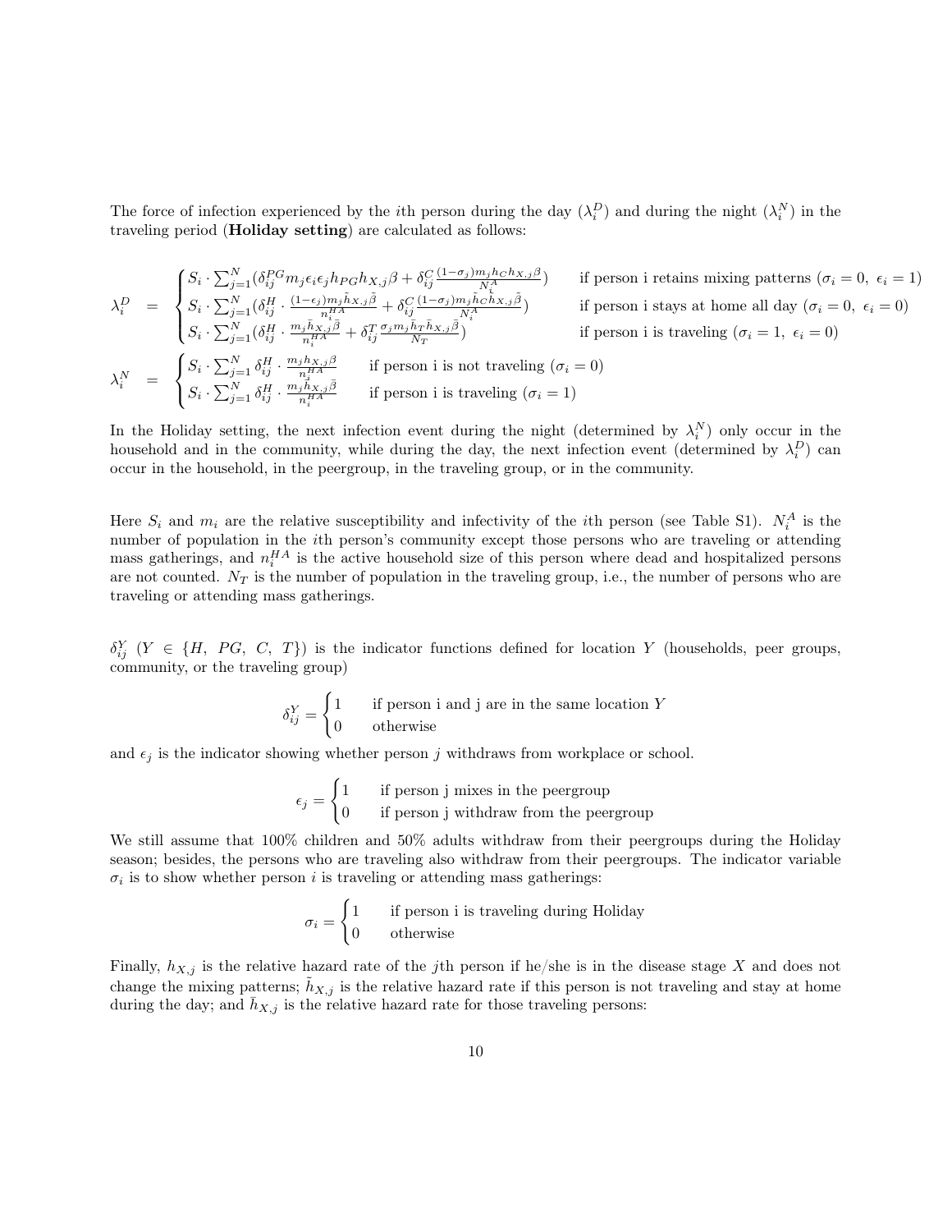The force of infection experienced by the $i$th person during the day ($\lambda_i^D$) and during the night ($\lambda_i^N$) in the traveling period (**Holiday setting**) are calculated as follows:

$$
\lambda_i^D = \begin{cases} S_i \cdot \sum_{j=1}^{N} (\delta_{ij}^{PG} m_j \epsilon_i \epsilon_j h_{PG} h_{X,j} \beta + \delta_{ij}^{C} \frac{(1-\sigma_j) m_j h_C h_{X,j} \beta}{N_i^A}) & \text{if person i retains mixing patterns } (\sigma_i = 0,\ \epsilon_i = 1) \\ S_i \cdot \sum_{j=1}^{N} (\delta_{ij}^{H} \cdot \frac{(1-\epsilon_j) m_j \tilde{h}_{X,j} \tilde{\beta}}{n_i^{HA}} + \delta_{ij}^{C} \frac{(1-\sigma_j) m_j \tilde{h}_C \tilde{h}_{X,j} \tilde{\beta}}{N_i^A}) & \text{if person i stays at home all day } (\sigma_i = 0,\ \epsilon_i = 0) \\ S_i \cdot \sum_{j=1}^{N} (\delta_{ij}^{H} \cdot \frac{m_j \bar{h}_{X,j} \bar{\beta}}{n_i^{HA}} + \delta_{ij}^{T} \frac{\sigma_j m_j \bar{h}_T \bar{h}_{X,j} \bar{\beta}}{N_T}) & \text{if person i is traveling } (\sigma_i = 1,\ \epsilon_i = 0) \end{cases}
$$

$$
\lambda_i^N = \begin{cases} S_i \cdot \sum_{j=1}^{N} \delta_{ij}^{H} \cdot \frac{m_j h_{X,j} \beta}{n_i^{HA}} & \text{if person i is not traveling } (\sigma_i = 0) \\ S_i \cdot \sum_{j=1}^{N} \delta_{ij}^{H} \cdot \frac{m_j \bar{h}_{X,j} \bar{\beta}}{n_i^{HA}} & \text{if person i is traveling } (\sigma_i = 1) \end{cases}
$$

In the Holiday setting, the next infection event during the night (determined by $\lambda_i^N$) only occur in the household and in the community, while during the day, the next infection event (determined by $\lambda_i^D$) can occur in the household, in the peergroup, in the traveling group, or in the community.

Here $S_i$ and $m_i$ are the relative susceptibility and infectivity of the $i$th person (see Table S1). $N_i^A$ is the number of population in the $i$th person's community except those persons who are traveling or attending mass gatherings, and $n_i^{HA}$ is the active household size of this person where dead and hospitalized persons are not counted. $N_T$ is the number of population in the traveling group, i.e., the number of persons who are traveling or attending mass gatherings.

$\delta_{ij}^Y$ ($Y \in \{H,\ PG,\ C,\ T\}$) is the indicator functions defined for location $Y$ (households, peer groups, community, or the traveling group)

$$
\delta_{ij}^Y = \begin{cases} 1 & \text{if person i and j are in the same location } Y \\ 0 & \text{otherwise} \end{cases}
$$

and $\epsilon_j$ is the indicator showing whether person $j$ withdraws from workplace or school.

$$
\epsilon_j = \begin{cases} 1 & \text{if person j mixes in the peergroup} \\ 0 & \text{if person j withdraw from the peergroup} \end{cases}
$$

We still assume that 100% children and 50% adults withdraw from their peergroups during the Holiday season; besides, the persons who are traveling also withdraw from their peergroups. The indicator variable $\sigma_i$ is to show whether person $i$ is traveling or attending mass gatherings:

$$
\sigma_i = \begin{cases} 1 & \text{if person i is traveling during Holiday} \\ 0 & \text{otherwise} \end{cases}
$$

Finally, $h_{X,j}$ is the relative hazard rate of the $j$th person if he/she is in the disease stage $X$ and does not change the mixing patterns; $\tilde{h}_{X,j}$ is the relative hazard rate if this person is not traveling and stay at home during the day; and $\bar{h}_{X,j}$ is the relative hazard rate for those traveling persons: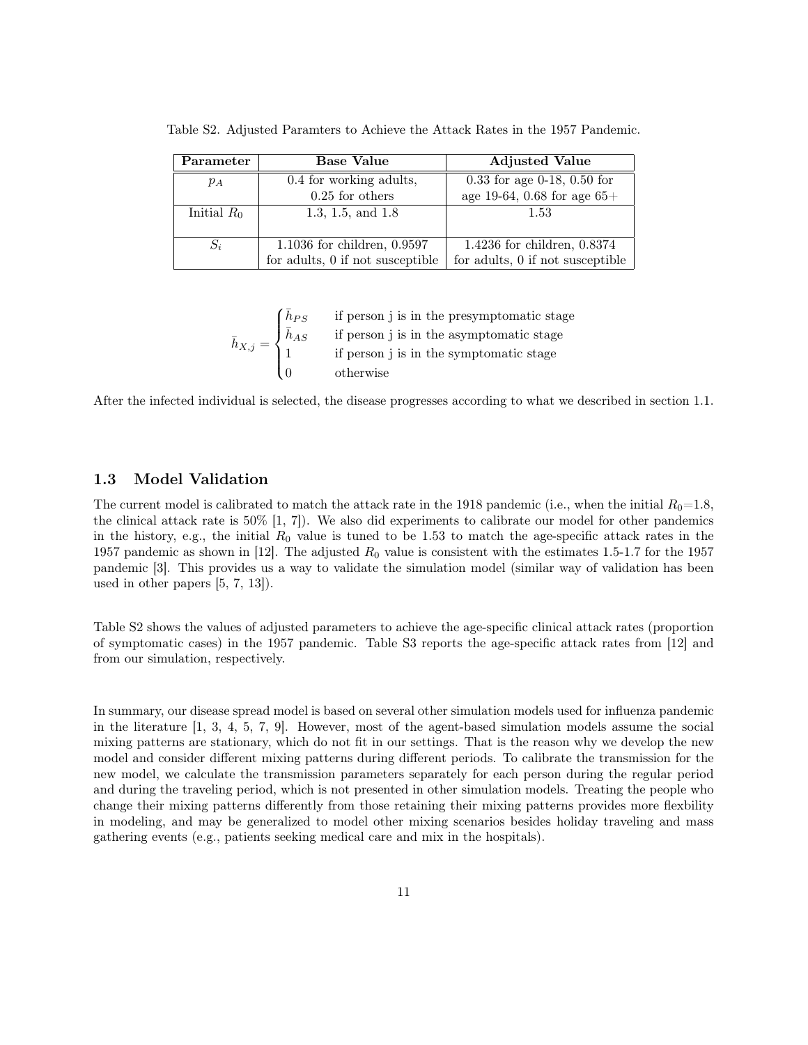Table S2. Adjusted Paramters to Achieve the Attack Rates in the 1957 Pandemic.

| **Parameter** | **Base Value** | **Adjusted Value** |
|---|---|---|
| $p_A$ | 0.4 for working adults, 0.25 for others | 0.33 for age 0-18, 0.50 for age 19-64, 0.68 for age 65+ |
| Initial $R_0$ | 1.3, 1.5, and 1.8 | 1.53 |
| $S_i$ | 1.1036 for children, 0.9597 for adults, 0 if not susceptible | 1.4236 for children, 0.8374 for adults, 0 if not susceptible |

$$
\bar{h}_{X,j} = \begin{cases} \bar{h}_{PS} & \text{if person j is in the presymptomatic stage} \\ \bar{h}_{AS} & \text{if person j is in the asymptomatic stage} \\ 1 & \text{if person j is in the symptomatic stage} \\ 0 & \text{otherwise} \end{cases}
$$

After the infected individual is selected, the disease progresses according to what we described in section 1.1.

### 1.3 Model Validation

The current model is calibrated to match the attack rate in the 1918 pandemic (i.e., when the initial $R_0$=1.8, the clinical attack rate is 50% [1, 7]). We also did experiments to calibrate our model for other pandemics in the history, e.g., the initial $R_0$ value is tuned to be 1.53 to match the age-specific attack rates in the 1957 pandemic as shown in [12]. The adjusted $R_0$ value is consistent with the estimates 1.5-1.7 for the 1957 pandemic [3]. This provides us a way to validate the simulation model (similar way of validation has been used in other papers [5, 7, 13]).

Table S2 shows the values of adjusted parameters to achieve the age-specific clinical attack rates (proportion of symptomatic cases) in the 1957 pandemic. Table S3 reports the age-specific attack rates from [12] and from our simulation, respectively.

In summary, our disease spread model is based on several other simulation models used for influenza pandemic in the literature [1, 3, 4, 5, 7, 9]. However, most of the agent-based simulation models assume the social mixing patterns are stationary, which do not fit in our settings. That is the reason why we develop the new model and consider different mixing patterns during different periods. To calibrate the transmission for the new model, we calculate the transmission parameters separately for each person during the regular period and during the traveling period, which is not presented in other simulation models. Treating the people who change their mixing patterns differently from those retaining their mixing patterns provides more flexbility in modeling, and may be generalized to model other mixing scenarios besides holiday traveling and mass gathering events (e.g., patients seeking medical care and mix in the hospitals).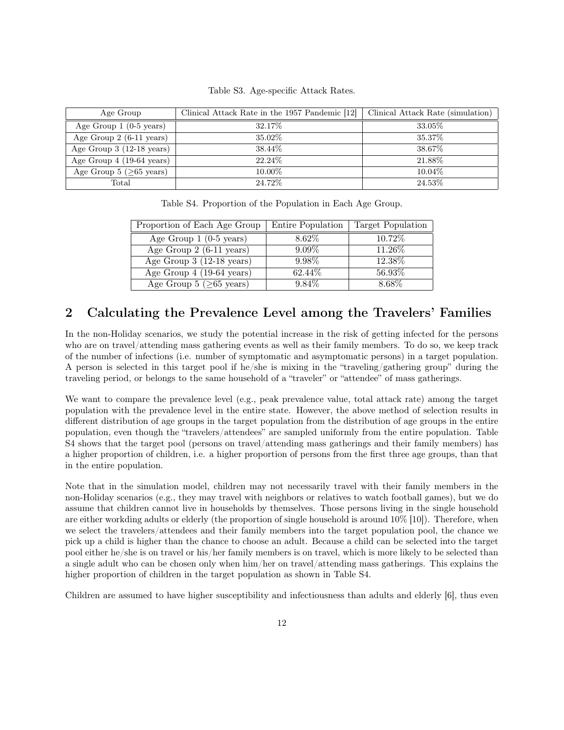Table S3. Age-specific Attack Rates.

| Age Group | Clinical Attack Rate in the 1957 Pandemic [12] | Clinical Attack Rate (simulation) |
|---|---|---|
| Age Group 1 (0-5 years) | 32.17% | 33.05% |
| Age Group 2 (6-11 years) | 35.02% | 35.37% |
| Age Group 3 (12-18 years) | 38.44% | 38.67% |
| Age Group 4 (19-64 years) | 22.24% | 21.88% |
| Age Group 5 (≥65 years) | 10.00% | 10.04% |
| Total | 24.72% | 24.53% |

Table S4. Proportion of the Population in Each Age Group.

| Proportion of Each Age Group | Entire Population | Target Population |
|---|---|---|
| Age Group 1 (0-5 years) | 8.62% | 10.72% |
| Age Group 2 (6-11 years) | 9.09% | 11.26% |
| Age Group 3 (12-18 years) | 9.98% | 12.38% |
| Age Group 4 (19-64 years) | 62.44% | 56.93% |
| Age Group 5 (≥65 years) | 9.84% | 8.68% |

## 2 Calculating the Prevalence Level among the Travelers' Families

In the non-Holiday scenarios, we study the potential increase in the risk of getting infected for the persons who are on travel/attending mass gathering events as well as their family members. To do so, we keep track of the number of infections (i.e. number of symptomatic and asymptomatic persons) in a target population. A person is selected in this target pool if he/she is mixing in the "traveling/gathering group" during the traveling period, or belongs to the same household of a "traveler" or "attendee" of mass gatherings.

We want to compare the prevalence level (e.g., peak prevalence value, total attack rate) among the target population with the prevalence level in the entire state. However, the above method of selection results in different distribution of age groups in the target population from the distribution of age groups in the entire population, even though the "travelers/attendees" are sampled uniformly from the entire population. Table S4 shows that the target pool (persons on travel/attending mass gatherings and their family members) has a higher proportion of children, i.e. a higher proportion of persons from the first three age groups, than that in the entire population.

Note that in the simulation model, children may not necessarily travel with their family members in the non-Holiday scenarios (e.g., they may travel with neighbors or relatives to watch football games), but we do assume that children cannot live in households by themselves. Those persons living in the single household are either workding adults or elderly (the proportion of single household is around 10% [10]). Therefore, when we select the travelers/attendees and their family members into the target population pool, the chance we pick up a child is higher than the chance to choose an adult. Because a child can be selected into the target pool either he/she is on travel or his/her family members is on travel, which is more likely to be selected than a single adult who can be chosen only when him/her on travel/attending mass gatherings. This explains the higher proportion of children in the target population as shown in Table S4.

Children are assumed to have higher susceptibility and infectiousness than adults and elderly [6], thus even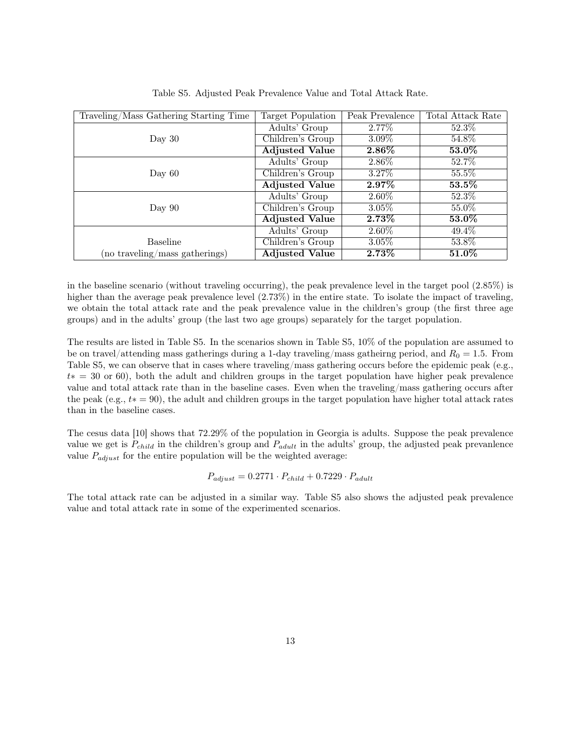Table S5. Adjusted Peak Prevalence Value and Total Attack Rate.

| Traveling/Mass Gathering Starting Time | Target Population | Peak Prevalence | Total Attack Rate |
|---|---|---|---|
| Day 30 | Adults' Group | 2.77% | 52.3% |
| | Children's Group | 3.09% | 54.8% |
| | **Adjusted Value** | **2.86%** | **53.0%** |
| Day 60 | Adults' Group | 2.86% | 52.7% |
| | Children's Group | 3.27% | 55.5% |
| | **Adjusted Value** | **2.97%** | **53.5%** |
| Day 90 | Adults' Group | 2.60% | 52.3% |
| | Children's Group | 3.05% | 55.0% |
| | **Adjusted Value** | **2.73%** | **53.0%** |
| Baseline (no traveling/mass gatherings) | Adults' Group | 2.60% | 49.4% |
| | Children's Group | 3.05% | 53.8% |
| | **Adjusted Value** | **2.73%** | **51.0%** |

in the baseline scenario (without traveling occurring), the peak prevalence level in the target pool (2.85%) is higher than the average peak prevalence level (2.73%) in the entire state. To isolate the impact of traveling, we obtain the total attack rate and the peak prevalence value in the children's group (the first three age groups) and in the adults' group (the last two age groups) separately for the target population.

The results are listed in Table S5. In the scenarios shown in Table S5, 10% of the population are assumed to be on travel/attending mass gatherings during a 1-day traveling/mass gatheirng period, and $R_0 = 1.5$. From Table S5, we can observe that in cases where traveling/mass gathering occurs before the epidemic peak (e.g., $t* = 30$ or 60), both the adult and children groups in the target population have higher peak prevalence value and total attack rate than in the baseline cases. Even when the traveling/mass gathering occurs after the peak (e.g., $t* = 90$), the adult and children groups in the target population have higher total attack rates than in the baseline cases.

The cesus data [10] shows that 72.29% of the population in Georgia is adults. Suppose the peak prevalence value we get is $P_{child}$ in the children's group and $P_{adult}$ in the adults' group, the adjusted peak prevanlence value $P_{adjust}$ for the entire population will be the weighted average:

$$P_{adjust} = 0.2771 \cdot P_{child} + 0.7229 \cdot P_{adult}$$

The total attack rate can be adjusted in a similar way. Table S5 also shows the adjusted peak prevalence value and total attack rate in some of the experimented scenarios.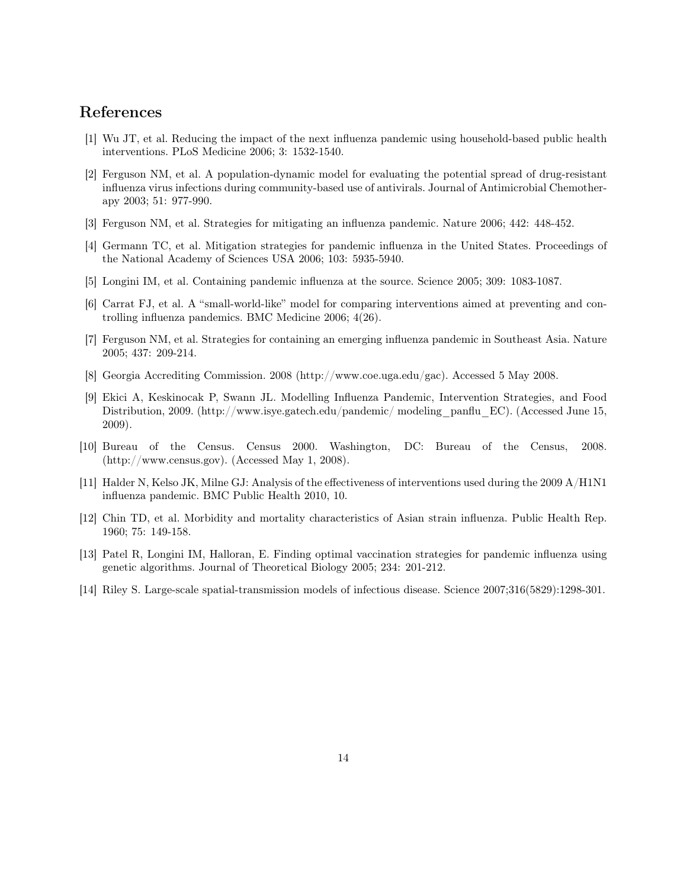## References

[1] Wu JT, et al. Reducing the impact of the next influenza pandemic using household-based public health interventions. PLoS Medicine 2006; 3: 1532-1540.

[2] Ferguson NM, et al. A population-dynamic model for evaluating the potential spread of drug-resistant influenza virus infections during community-based use of antivirals. Journal of Antimicrobial Chemotherapy 2003; 51: 977-990.

[3] Ferguson NM, et al. Strategies for mitigating an influenza pandemic. Nature 2006; 442: 448-452.

[4] Germann TC, et al. Mitigation strategies for pandemic influenza in the United States. Proceedings of the National Academy of Sciences USA 2006; 103: 5935-5940.

[5] Longini IM, et al. Containing pandemic influenza at the source. Science 2005; 309: 1083-1087.

[6] Carrat FJ, et al. A "small-world-like" model for comparing interventions aimed at preventing and controlling influenza pandemics. BMC Medicine 2006; 4(26).

[7] Ferguson NM, et al. Strategies for containing an emerging influenza pandemic in Southeast Asia. Nature 2005; 437: 209-214.

[8] Georgia Accrediting Commission. 2008 (http://www.coe.uga.edu/gac). Accessed 5 May 2008.

[9] Ekici A, Keskinocak P, Swann JL. Modelling Influenza Pandemic, Intervention Strategies, and Food Distribution, 2009. (http://www.isye.gatech.edu/pandemic/ modeling_panflu_EC). (Accessed June 15, 2009).

[10] Bureau of the Census. Census 2000. Washington, DC: Bureau of the Census, 2008. (http://www.census.gov). (Accessed May 1, 2008).

[11] Halder N, Kelso JK, Milne GJ: Analysis of the effectiveness of interventions used during the 2009 A/H1N1 influenza pandemic. BMC Public Health 2010, 10.

[12] Chin TD, et al. Morbidity and mortality characteristics of Asian strain influenza. Public Health Rep. 1960; 75: 149-158.

[13] Patel R, Longini IM, Halloran, E. Finding optimal vaccination strategies for pandemic influenza using genetic algorithms. Journal of Theoretical Biology 2005; 234: 201-212.

[14] Riley S. Large-scale spatial-transmission models of infectious disease. Science 2007;316(5829):1298-301.